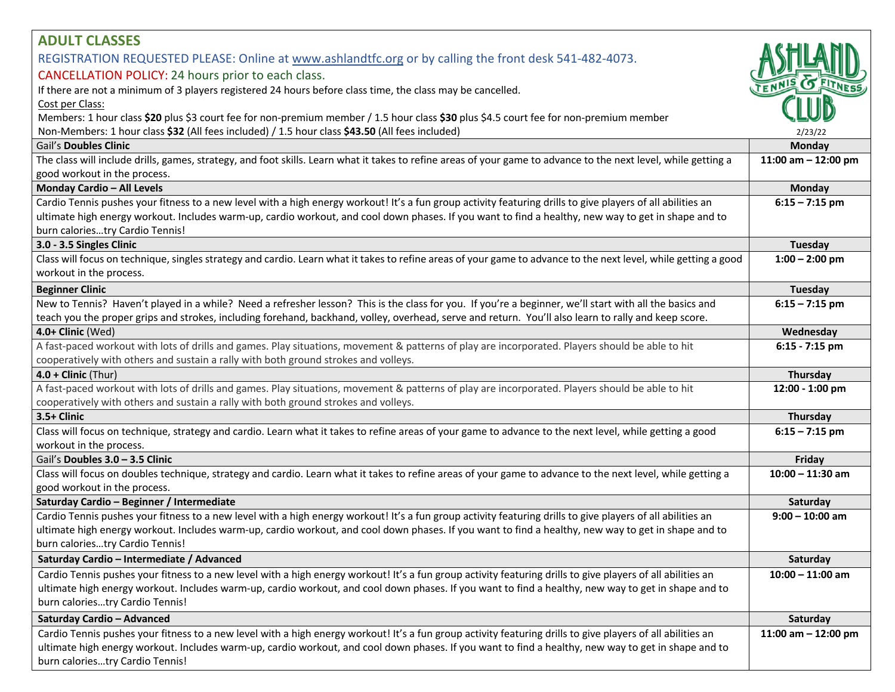## ADULT CLASSES

REGISTRATION REQUESTED PLEASE: Online at www.ashlandtfc.org or by calling the front desk 541-482-4073.

CANCELLATION POLICY: 24 hours prior to each class.

If there are not a minimum of 3 players registered 24 hours before class time, the class may be cancelled.

Cost per Class:

Members: 1 hour class **$20** plus $3 court fee for non-premium member / 1.5 hour class **$30** plus $4.5 court fee for non-premium member

Non-Members: 1 hour class **$32** (All fees included) / 1.5 hour class **$43.50** (All fees included)

ASHLAND TENNIS & FITNESS CLUB

2/23/22

| Class | Day / Time |
|---|---|
| Gail's **Doubles Clinic** | **Monday** |
| The class will include drills, games, strategy, and foot skills. Learn what it takes to refine areas of your game to advance to the next level, while getting a good workout in the process. | **11:00 am – 12:00 pm** |
| **Monday Cardio – All Levels** | **Monday** |
| Cardio Tennis pushes your fitness to a new level with a high energy workout! It's a fun group activity featuring drills to give players of all abilities an ultimate high energy workout. Includes warm-up, cardio workout, and cool down phases. If you want to find a healthy, new way to get in shape and to burn calories…try Cardio Tennis! | **6:15 – 7:15 pm** |
| **3.0 - 3.5 Singles Clinic** | **Tuesday** |
| Class will focus on technique, singles strategy and cardio. Learn what it takes to refine areas of your game to advance to the next level, while getting a good workout in the process. | **1:00 – 2:00 pm** |
| **Beginner Clinic** | **Tuesday** |
| New to Tennis? Haven't played in a while? Need a refresher lesson? This is the class for you. If you're a beginner, we'll start with all the basics and teach you the proper grips and strokes, including forehand, backhand, volley, overhead, serve and return. You'll also learn to rally and keep score. | **6:15 – 7:15 pm** |
| **4.0+ Clinic** (Wed) | **Wednesday** |
| A fast-paced workout with lots of drills and games. Play situations, movement & patterns of play are incorporated. Players should be able to hit cooperatively with others and sustain a rally with both ground strokes and volleys. | **6:15 - 7:15 pm** |
| **4.0 + Clinic** (Thur) | **Thursday** |
| A fast-paced workout with lots of drills and games. Play situations, movement & patterns of play are incorporated. Players should be able to hit cooperatively with others and sustain a rally with both ground strokes and volleys. | **12:00 - 1:00 pm** |
| **3.5+ Clinic** | **Thursday** |
| Class will focus on technique, strategy and cardio. Learn what it takes to refine areas of your game to advance to the next level, while getting a good workout in the process. | **6:15 – 7:15 pm** |
| Gail's **Doubles 3.0 – 3.5 Clinic** | **Friday** |
| Class will focus on doubles technique, strategy and cardio. Learn what it takes to refine areas of your game to advance to the next level, while getting a good workout in the process. | **10:00 – 11:30 am** |
| **Saturday Cardio – Beginner / Intermediate** | **Saturday** |
| Cardio Tennis pushes your fitness to a new level with a high energy workout! It's a fun group activity featuring drills to give players of all abilities an ultimate high energy workout. Includes warm-up, cardio workout, and cool down phases. If you want to find a healthy, new way to get in shape and to burn calories…try Cardio Tennis! | **9:00 – 10:00 am** |
| **Saturday Cardio – Intermediate / Advanced** | **Saturday** |
| Cardio Tennis pushes your fitness to a new level with a high energy workout! It's a fun group activity featuring drills to give players of all abilities an ultimate high energy workout. Includes warm-up, cardio workout, and cool down phases. If you want to find a healthy, new way to get in shape and to burn calories…try Cardio Tennis! | **10:00 – 11:00 am** |
| **Saturday Cardio – Advanced** | **Saturday** |
| Cardio Tennis pushes your fitness to a new level with a high energy workout! It's a fun group activity featuring drills to give players of all abilities an ultimate high energy workout. Includes warm-up, cardio workout, and cool down phases. If you want to find a healthy, new way to get in shape and to burn calories…try Cardio Tennis! | **11:00 am – 12:00 pm** |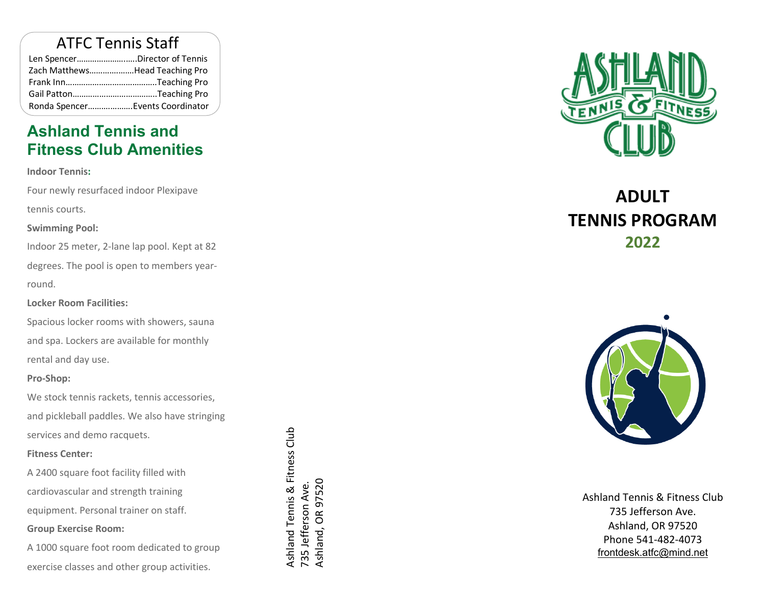## ATFC Tennis Staff

Len Spencer……………………...Director of Tennis
Zach Matthews………………..Head Teaching Pro
Frank Inn…………………………………..Teaching Pro
Gail Patton………………………………..Teaching Pro
Ronda Spencer………………..Events Coordinator

## Ashland Tennis and Fitness Club Amenities

**Indoor Tennis:**

Four newly resurfaced indoor Plexipave tennis courts.

**Swimming Pool:**

Indoor 25 meter, 2-lane lap pool. Kept at 82 degrees. The pool is open to members year-round.

**Locker Room Facilities:**

Spacious locker rooms with showers, sauna and spa. Lockers are available for monthly rental and day use.

**Pro-Shop:**

We stock tennis rackets, tennis accessories, and pickleball paddles. We also have stringing services and demo racquets.

**Fitness Center:**

A 2400 square foot facility filled with cardiovascular and strength training equipment. Personal trainer on staff.

**Group Exercise Room:**

A 1000 square foot room dedicated to group exercise classes and other group activities.

Ashland Tennis & Fitness Club
735 Jefferson Ave.
Ashland, OR 97520

ASHLAND TENNIS & FITNESS CLUB

# ADULT TENNIS PROGRAM 2022

Ashland Tennis & Fitness Club
735 Jefferson Ave.
Ashland, OR 97520
Phone 541-482-4073
frontdesk.atfc@mind.net